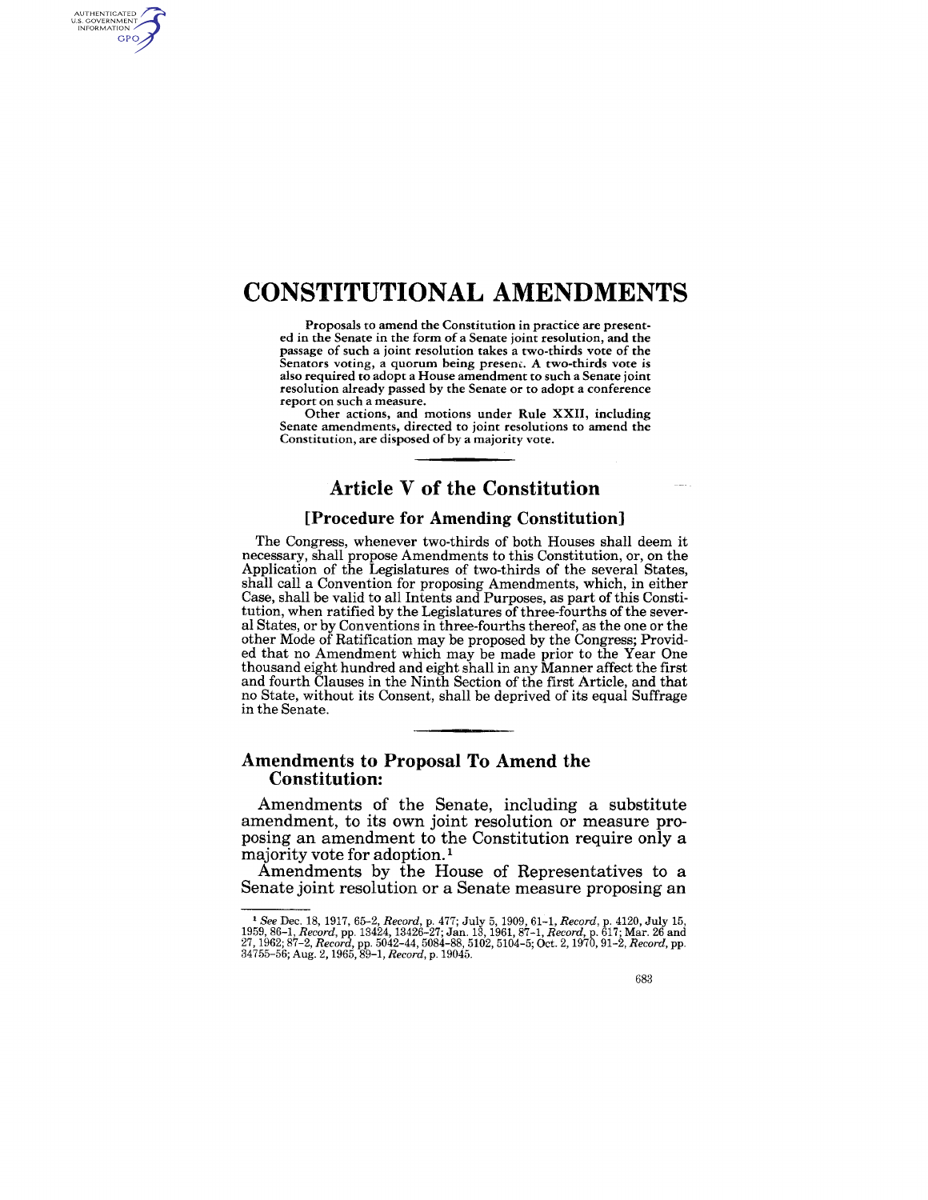# CONSTITUTIONAL AMENDMENTS

**Proposals to amend the Constitution in practice are presented in the Senate in the form of a Senate joint resolution, and the passage of such a joint resolution takes a two-thirds vote of the Senators voting, a quorum being present. A two-thirds vote is also required to adopt a House amendment to such a Senate joint resolution already passed by the Senate or to adopt a conference report on such a measure.**

**Other actions, and motions under Rule XXII, including Senate amendments, directed to joint resolutions to amend the Constitution, are disposed of by a majority vote.**

---

## Article V of the Constitution

### [Procedure for Amending Constitution]

The Congress, whenever two-thirds of both Houses shall deem it necessary, shall propose Amendments to this Constitution, or, on the Application of the Legislatures of two-thirds of the several States, shall call a Convention for proposing Amendments, which, in either Case, shall be valid to all Intents and Purposes, as part of this Constitution, when ratified by the Legislatures of three-fourths of the several States, or by Conventions in three-fourths thereof, as the one or the other Mode of Ratification may be proposed by the Congress; Provided that no Amendment which may be made prior to the Year One thousand eight hundred and eight shall in any Manner affect the first and fourth Clauses in the Ninth Section of the first Article, and that no State, without its Consent, shall be deprived of its equal Suffrage in the Senate.

---

## Amendments to Proposal To Amend the Constitution:

Amendments of the Senate, including a substitute amendment, to its own joint resolution or measure proposing an amendment to the Constitution require only a majority vote for adoption.[1]

Amendments by the House of Representatives to a Senate joint resolution or a Senate measure proposing an

---

[1] *See* Dec. 18, 1917, 65–2, *Record*, p. 477; July 5, 1909, 61–1, *Record*, p. 4120, July 15, 1959, 86–1, *Record*, pp. 13424, 13426–27; Jan. 13, 1961, 87–1, *Record*, p. 617; Mar. 26 and 27, 1962; 87–2, *Record*, pp. 5042–44, 5084–88, 5102, 5104–5; Oct. 2, 1970, 91–2, *Record*, pp. 34755–56; Aug. 2, 1965, 89–1, *Record*, p. 19045.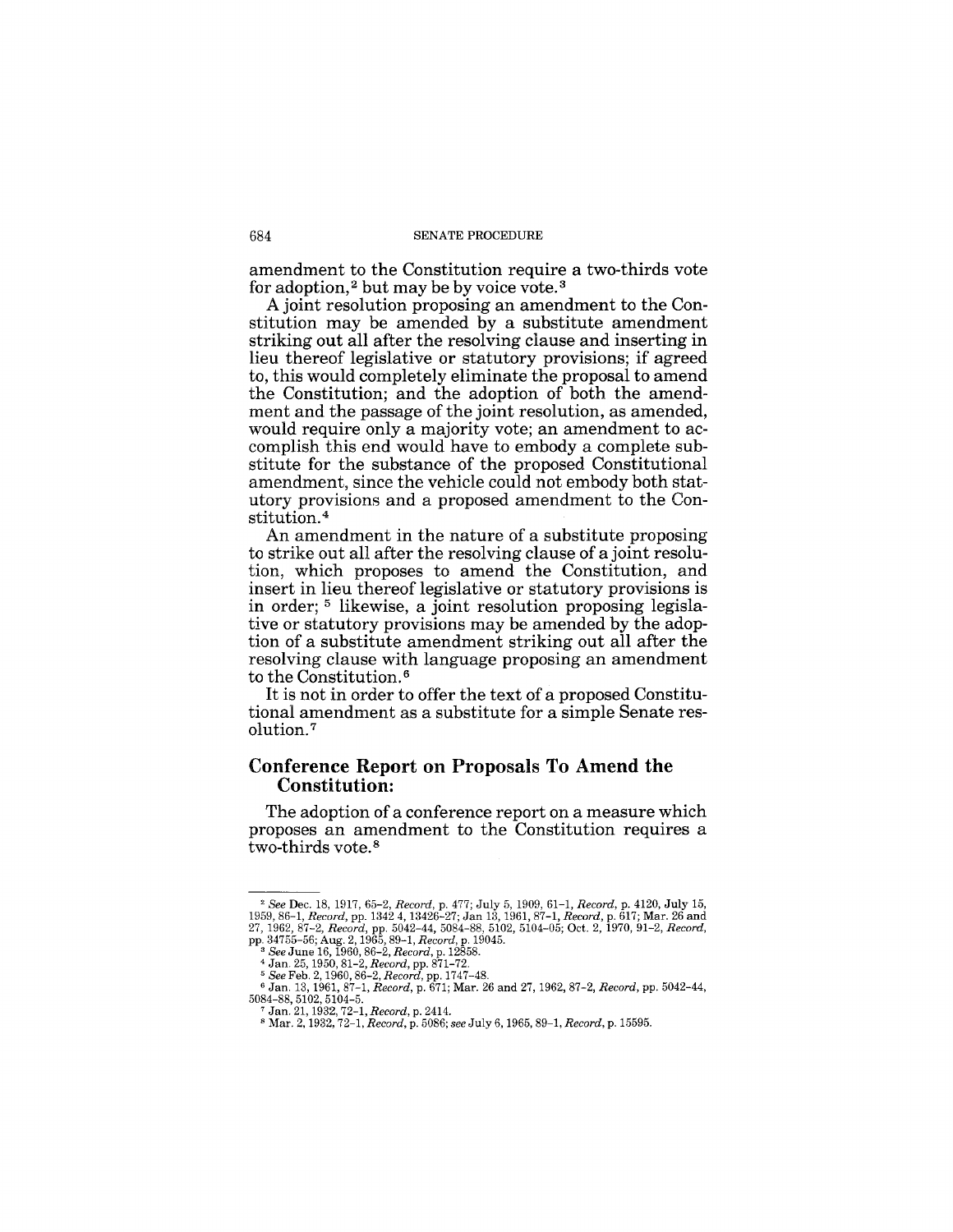amendment to the Constitution require a two-thirds vote for adoption,[2] but may be by voice vote.[3]

A joint resolution proposing an amendment to the Constitution may be amended by a substitute amendment striking out all after the resolving clause and inserting in lieu thereof legislative or statutory provisions; if agreed to, this would completely eliminate the proposal to amend the Constitution; and the adoption of both the amendment and the passage of the joint resolution, as amended, would require only a majority vote; an amendment to accomplish this end would have to embody a complete substitute for the substance of the proposed Constitutional amendment, since the vehicle could not embody both statutory provisions and a proposed amendment to the Constitution.[4]

An amendment in the nature of a substitute proposing to strike out all after the resolving clause of a joint resolution, which proposes to amend the Constitution, and insert in lieu thereof legislative or statutory provisions is in order; [5] likewise, a joint resolution proposing legislative or statutory provisions may be amended by the adoption of a substitute amendment striking out all after the resolving clause with language proposing an amendment to the Constitution.[6]

It is not in order to offer the text of a proposed Constitutional amendment as a substitute for a simple Senate resolution.[7]

## Conference Report on Proposals To Amend the Constitution:

The adoption of a conference report on a measure which proposes an amendment to the Constitution requires a two-thirds vote.[8]

---

[2] *See* Dec. 18, 1917, 65–2, *Record*, p. 477; July 5, 1909, 61–1, *Record*, p. 4120, July 15, 1959, 86–1, *Record*, pp. 1342 4, 13426–27; Jan 13, 1961, 87–1, *Record*, p. 617; Mar. 26 and 27, 1962, 87–2, *Record*, pp. 5042–44, 5084–88, 5102, 5104–05; Oct. 2, 1970, 91–2, *Record*, pp. 34755–56; Aug. 2, 1965, 89–1, *Record*, p. 19045.

[3] *See* June 16, 1960, 86–2, *Record*, p. 12858.

[4] Jan. 25, 1950, 81–2, *Record*, pp. 871–72.

[5] *See* Feb. 2, 1960, 86–2, *Record*, pp. 1747–48.

[6] Jan. 13, 1961, 87–1, *Record*, p. 671; Mar. 26 and 27, 1962, 87–2, *Record*, pp. 5042–44, 5084–88, 5102, 5104–5.

[7] Jan. 21, 1932, 72–1, *Record*, p. 2414.

[8] Mar. 2, 1932, 72–1, *Record*, p. 5086; *see* July 6, 1965, 89–1, *Record*, p. 15595.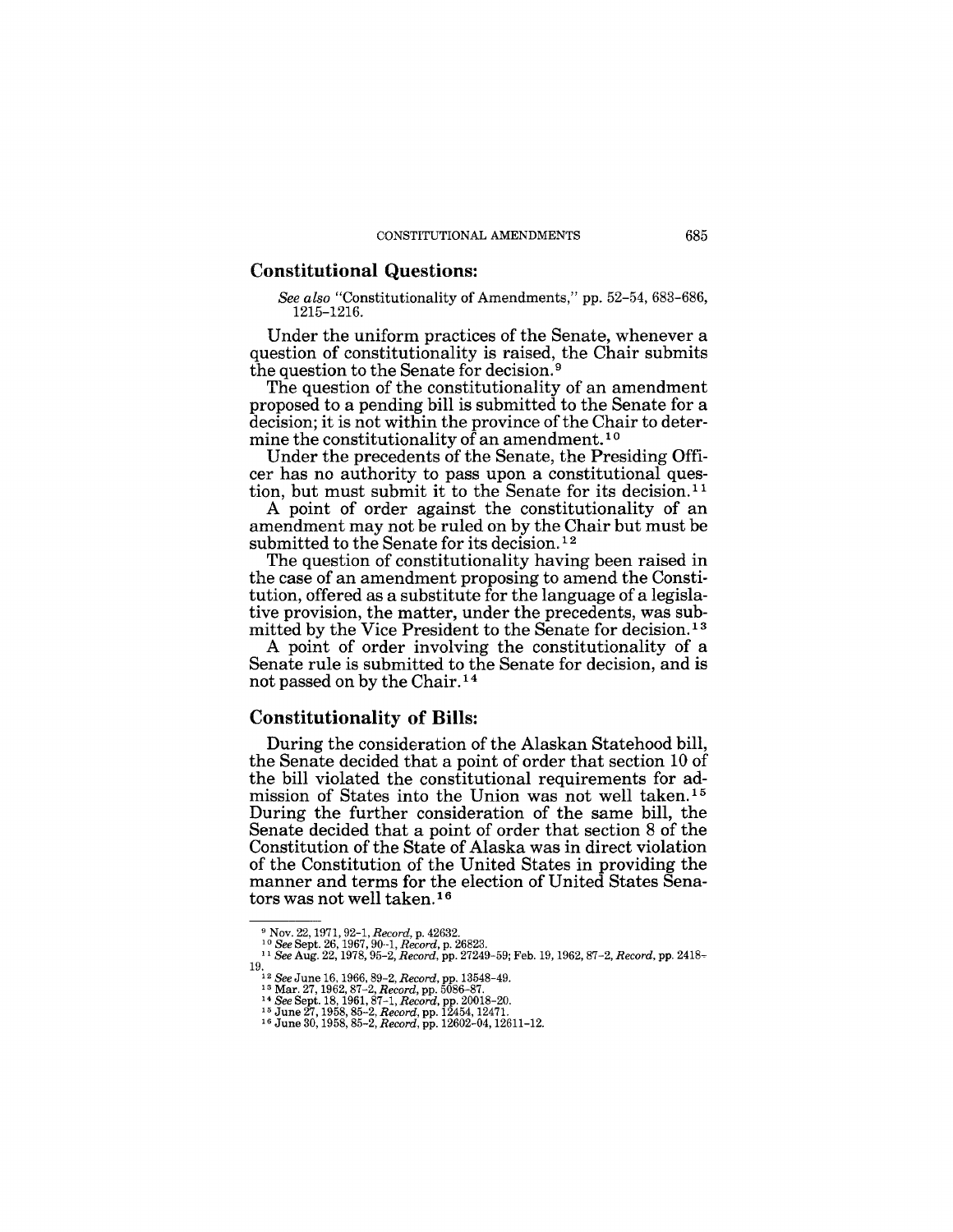## Constitutional Questions:

*See also* "Constitutionality of Amendments," pp. 52–54, 683–686, 1215–1216.

Under the uniform practices of the Senate, whenever a question of constitutionality is raised, the Chair submits the question to the Senate for decision.[9]

The question of the constitutionality of an amendment proposed to a pending bill is submitted to the Senate for a decision; it is not within the province of the Chair to determine the constitutionality of an amendment.[10]

Under the precedents of the Senate, the Presiding Officer has no authority to pass upon a constitutional question, but must submit it to the Senate for its decision.[11]

A point of order against the constitutionality of an amendment may not be ruled on by the Chair but must be submitted to the Senate for its decision.[12]

The question of constitutionality having been raised in the case of an amendment proposing to amend the Constitution, offered as a substitute for the language of a legislative provision, the matter, under the precedents, was submitted by the Vice President to the Senate for decision.[13]

A point of order involving the constitutionality of a Senate rule is submitted to the Senate for decision, and is not passed on by the Chair.[14]

## Constitutionality of Bills:

During the consideration of the Alaskan Statehood bill, the Senate decided that a point of order that section 10 of the bill violated the constitutional requirements for admission of States into the Union was not well taken.[15] During the further consideration of the same bill, the Senate decided that a point of order that section 8 of the Constitution of the State of Alaska was in direct violation of the Constitution of the United States in providing the manner and terms for the election of United States Senators was not well taken.[16]

---

[9] Nov. 22, 1971, 92–1, *Record*, p. 42632.

[10] *See* Sept. 26, 1967, 90–1, *Record*, p. 26823.

[11] *See* Aug. 22, 1978, 95–2, *Record*, pp. 27249–59; Feb. 19, 1962, 87–2, *Record*, pp. 2418–19.

[12] *See* June 16, 1966, 89–2, *Record*, pp. 13548–49.

[13] Mar. 27, 1962, 87–2, *Record*, pp. 5086–87.

[14] *See* Sept. 18, 1961, 87–1, *Record*, pp. 20018–20.

[15] June 27, 1958, 85–2, *Record*, pp. 12454, 12471.

[16] June 30, 1958, 85–2, *Record*, pp. 12602–04, 12611–12.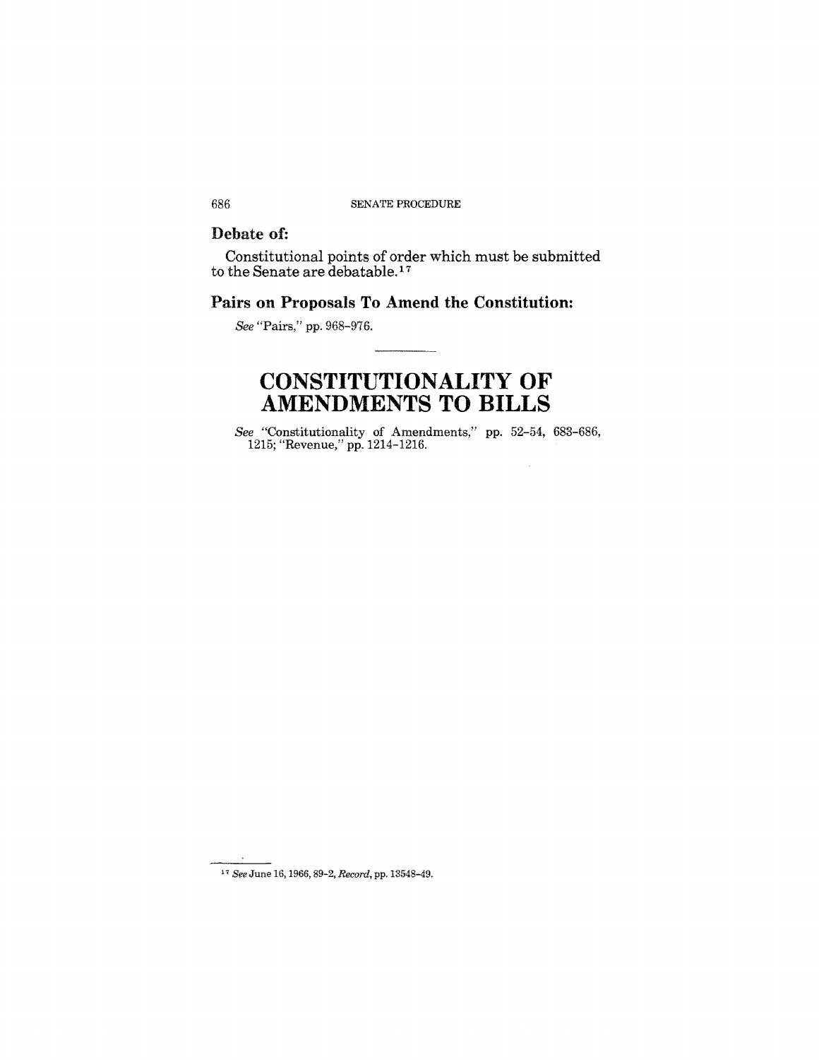### Debate of:

Constitutional points of order which must be submitted to the Senate are debatable.[17]

### Pairs on Proposals To Amend the Constitution:

*See* "Pairs," pp. 968–976.

---

# CONSTITUTIONALITY OF AMENDMENTS TO BILLS

*See* "Constitutionality of Amendments," pp. 52–54, 683–686, 1215; "Revenue," pp. 1214–1216.

---

[17] *See* June 16, 1966, 89-2, *Record*, pp. 13548–49.